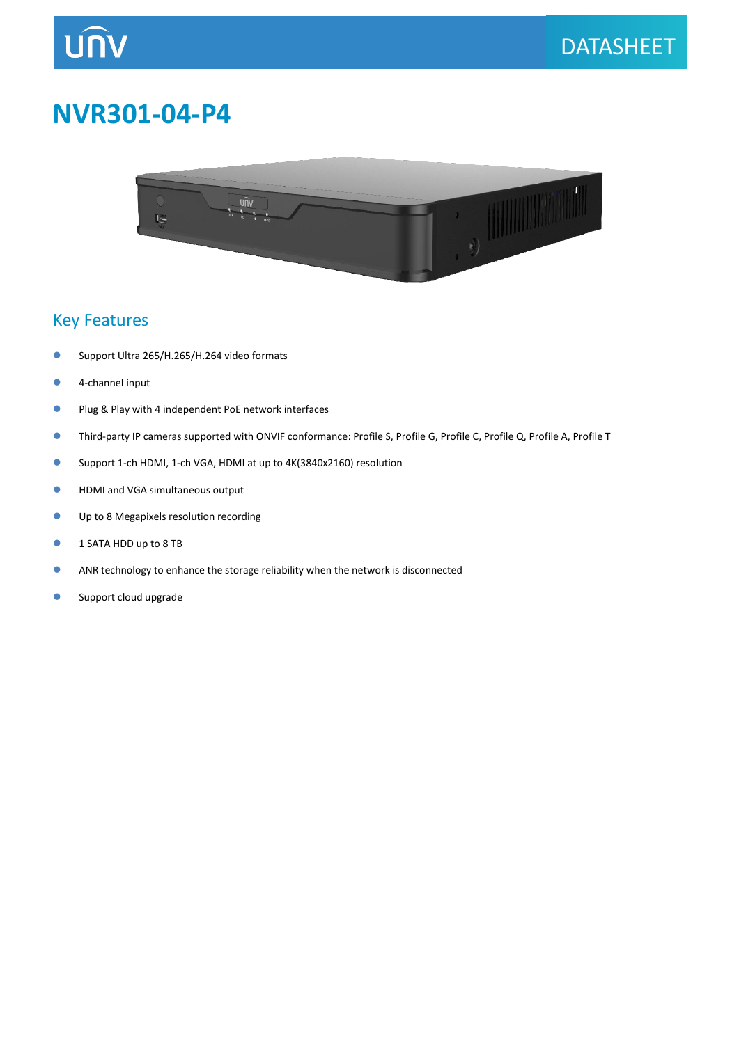# NVR301-04-P4

## Key Features

- Support Ultra 265/H.265/H.264 video formats
- 4-channel input
- Plug & Play with 4 independent PoE network interfaces
- Third-party IP cameras supported with ONVIF conformance: Profile S, Profile G, Profile C, Profile Q, Profile A, Profile T
- Support 1-ch HDMI, 1-ch VGA, HDMI at up to 4K(3840x2160) resolution
- HDMI and VGA simultaneous output
- Up to 8 Megapixels resolution recording
- 1 SATA HDD up to 8 TB
- ANR technology to enhance the storage reliability when the network is disconnected
- Support cloud upgrade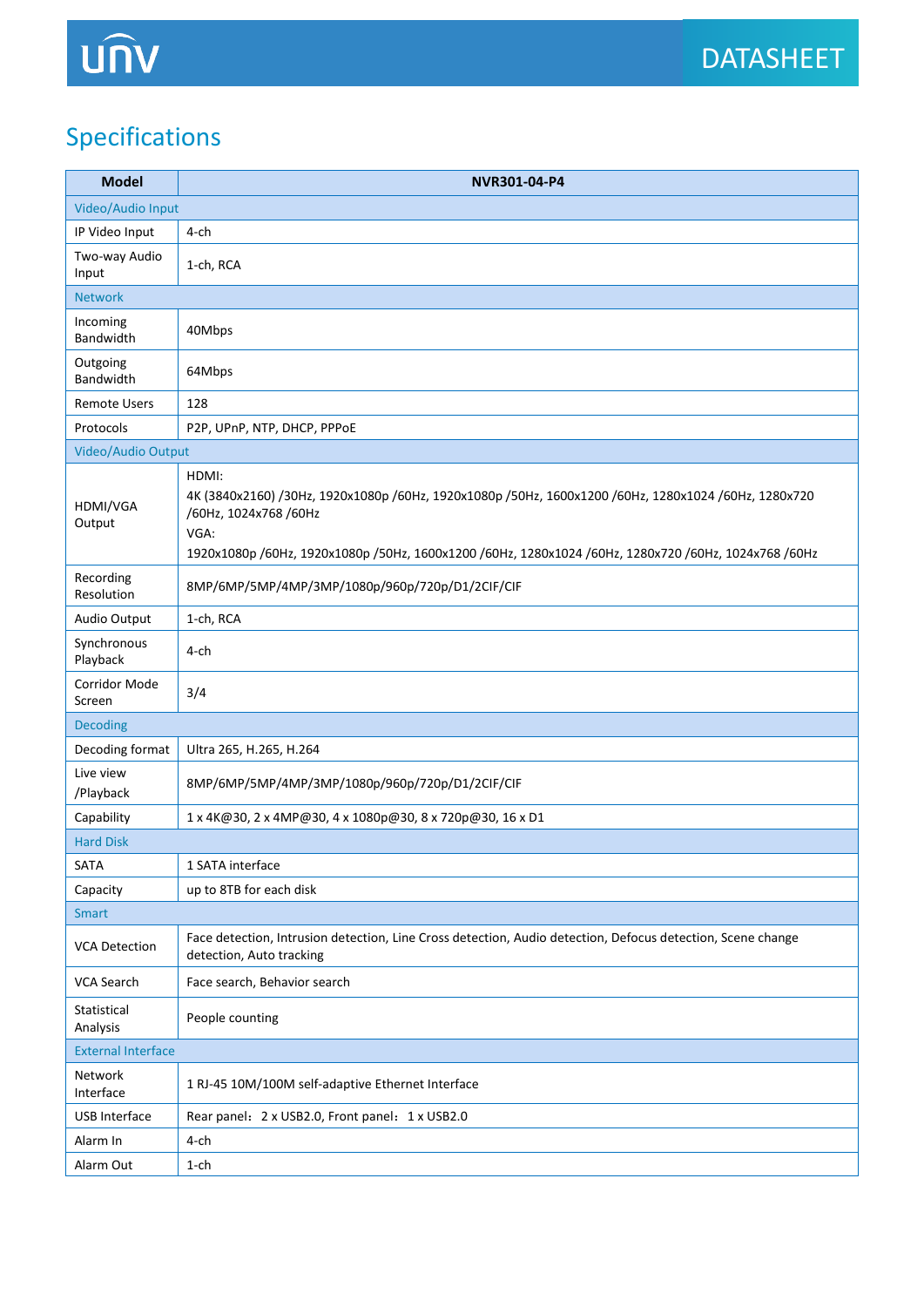## Specifications

| Model | NVR301-04-P4 |
|---|---|
| **Video/Audio Input** | |
| IP Video Input | 4-ch |
| Two-way Audio Input | 1-ch, RCA |
| **Network** | |
| Incoming Bandwidth | 40Mbps |
| Outgoing Bandwidth | 64Mbps |
| Remote Users | 128 |
| Protocols | P2P, UPnP, NTP, DHCP, PPPoE |
| **Video/Audio Output** | |
| HDMI/VGA Output | HDMI:<br>4K (3840x2160) /30Hz, 1920x1080p /60Hz, 1920x1080p /50Hz, 1600x1200 /60Hz, 1280x1024 /60Hz, 1280x720 /60Hz, 1024x768 /60Hz<br>VGA:<br>1920x1080p /60Hz, 1920x1080p /50Hz, 1600x1200 /60Hz, 1280x1024 /60Hz, 1280x720 /60Hz, 1024x768 /60Hz |
| Recording Resolution | 8MP/6MP/5MP/4MP/3MP/1080p/960p/720p/D1/2CIF/CIF |
| Audio Output | 1-ch, RCA |
| Synchronous Playback | 4-ch |
| Corridor Mode Screen | 3/4 |
| **Decoding** | |
| Decoding format | Ultra 265, H.265, H.264 |
| Live view /Playback | 8MP/6MP/5MP/4MP/3MP/1080p/960p/720p/D1/2CIF/CIF |
| Capability | 1 x 4K@30, 2 x 4MP@30, 4 x 1080p@30, 8 x 720p@30, 16 x D1 |
| **Hard Disk** | |
| SATA | 1 SATA interface |
| Capacity | up to 8TB for each disk |
| **Smart** | |
| VCA Detection | Face detection, Intrusion detection, Line Cross detection, Audio detection, Defocus detection, Scene change detection, Auto tracking |
| VCA Search | Face search, Behavior search |
| Statistical Analysis | People counting |
| **External Interface** | |
| Network Interface | 1 RJ-45 10M/100M self-adaptive Ethernet Interface |
| USB Interface | Rear panel：2 x USB2.0, Front panel：1 x USB2.0 |
| Alarm In | 4-ch |
| Alarm Out | 1-ch |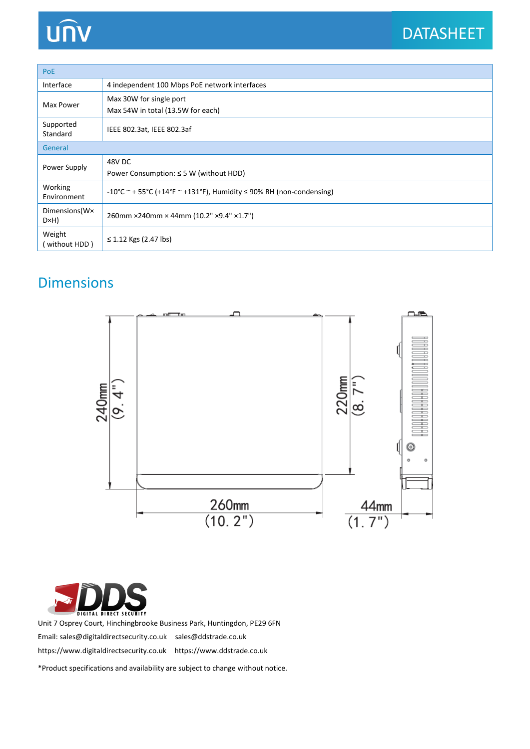| | |
|---|---|
| **PoE** | |
| Interface | 4 independent 100 Mbps PoE network interfaces |
| Max Power | Max 30W for single port<br>Max 54W in total (13.5W for each) |
| Supported Standard | IEEE 802.3at, IEEE 802.3af |
| **General** | |
| Power Supply | 48V DC<br>Power Consumption: ≤ 5 W (without HDD) |
| Working Environment | -10°C ~ + 55°C (+14°F ~ +131°F), Humidity ≤ 90% RH (non-condensing) |
| Dimensions(W× D×H) | 260mm ×240mm × 44mm (10.2" ×9.4" ×1.7") |
| Weight ( without HDD ) | ≤ 1.12 Kgs (2.47 lbs) |

## Dimensions

240mm
(9.4")

220mm
(8.7")

260mm
(10.2")

44mm
(1.7")

DDS DIGITAL DIRECT SECURITY

Unit 7 Osprey Court, Hinchingbrooke Business Park, Huntingdon, PE29 6FN

Email: sales@digitaldirectsecurity.co.uk sales@ddstrade.co.uk

https://www.digitaldirectsecurity.co.uk https://www.ddstrade.co.uk

*Product specifications and availability are subject to change without notice.